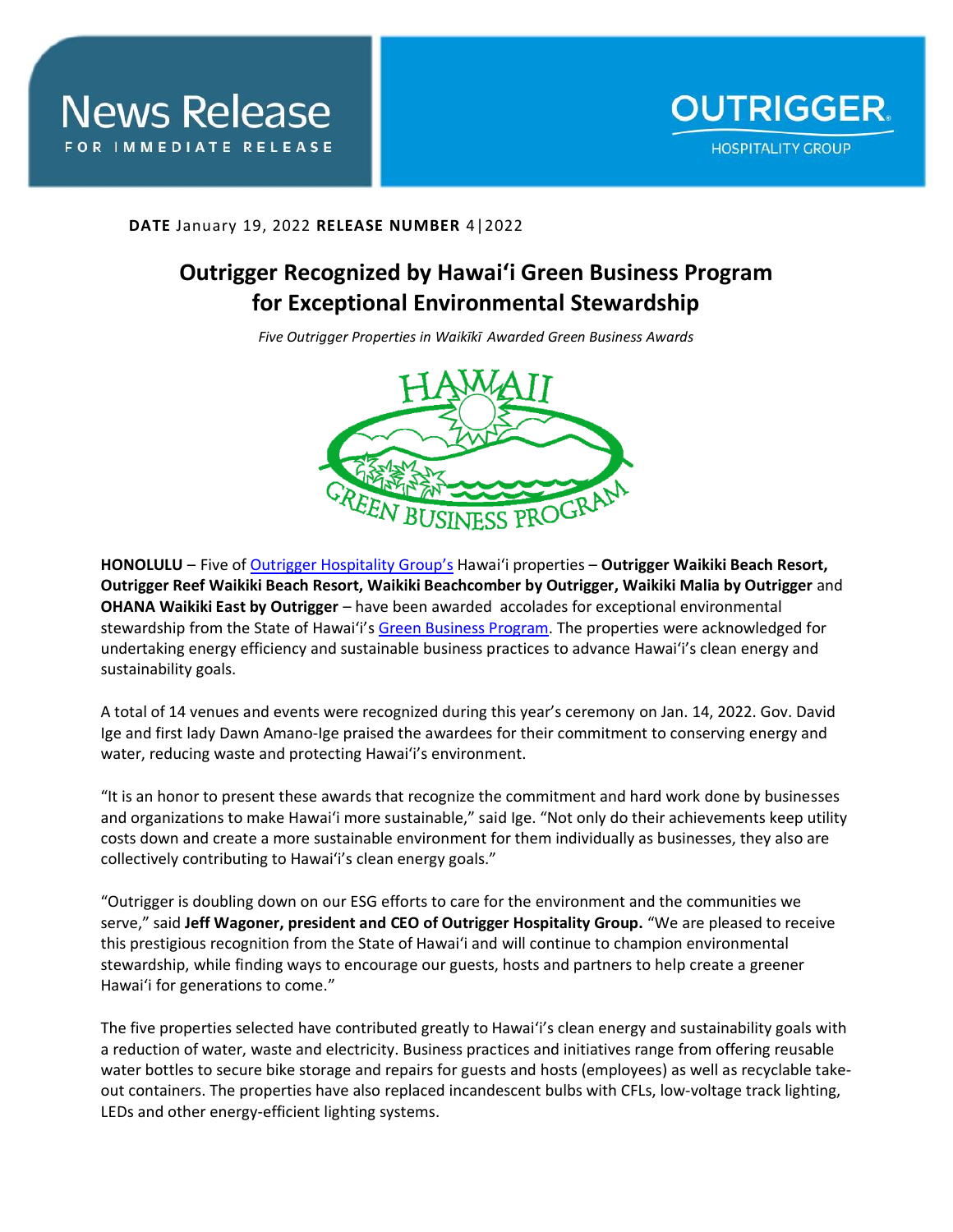News Release

FOR IMMEDIATE RELEASE

OUTRIGGER HOSPITALITY GROUP

**DATE** January 19, 2022 **RELEASE NUMBER** 4|2022

# Outrigger Recognized by Hawaiʻi Green Business Program for Exceptional Environmental Stewardship

*Five Outrigger Properties in Waikīkī Awarded Green Business Awards*

**HONOLULU** – Five of Outrigger Hospitality Group's Hawaiʻi properties – **Outrigger Waikiki Beach Resort, Outrigger Reef Waikiki Beach Resort, Waikiki Beachcomber by Outrigger, Waikiki Malia by Outrigger** and **OHANA Waikiki East by Outrigger** – have been awarded accolades for exceptional environmental stewardship from the State of Hawaiʻi's Green Business Program. The properties were acknowledged for undertaking energy efficiency and sustainable business practices to advance Hawaiʻi's clean energy and sustainability goals.

A total of 14 venues and events were recognized during this year's ceremony on Jan. 14, 2022. Gov. David Ige and first lady Dawn Amano-Ige praised the awardees for their commitment to conserving energy and water, reducing waste and protecting Hawaiʻi's environment.

"It is an honor to present these awards that recognize the commitment and hard work done by businesses and organizations to make Hawaiʻi more sustainable," said Ige. "Not only do their achievements keep utility costs down and create a more sustainable environment for them individually as businesses, they also are collectively contributing to Hawaiʻi's clean energy goals."

"Outrigger is doubling down on our ESG efforts to care for the environment and the communities we serve," said **Jeff Wagoner, president and CEO of Outrigger Hospitality Group.** "We are pleased to receive this prestigious recognition from the State of Hawaiʻi and will continue to champion environmental stewardship, while finding ways to encourage our guests, hosts and partners to help create a greener Hawaiʻi for generations to come."

The five properties selected have contributed greatly to Hawaiʻi's clean energy and sustainability goals with a reduction of water, waste and electricity. Business practices and initiatives range from offering reusable water bottles to secure bike storage and repairs for guests and hosts (employees) as well as recyclable take-out containers. The properties have also replaced incandescent bulbs with CFLs, low-voltage track lighting, LEDs and other energy-efficient lighting systems.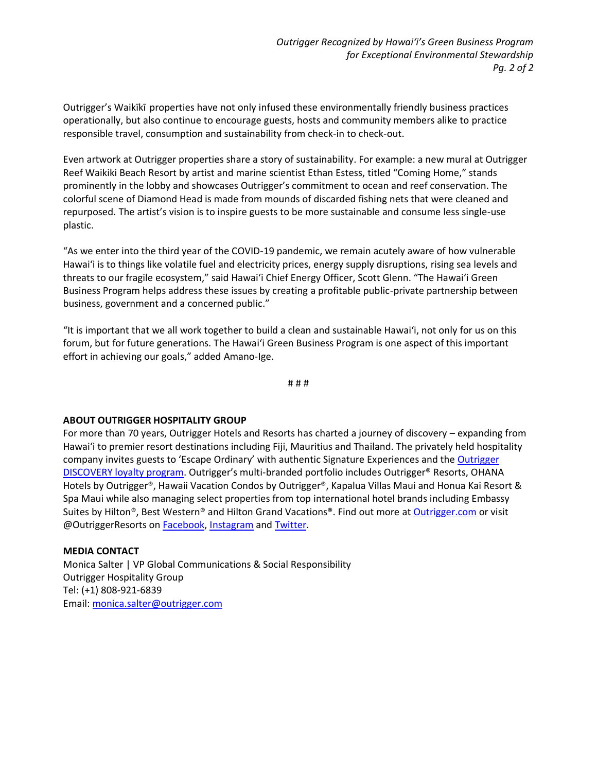Outrigger's Waikīkī properties have not only infused these environmentally friendly business practices operationally, but also continue to encourage guests, hosts and community members alike to practice responsible travel, consumption and sustainability from check-in to check-out.

Even artwork at Outrigger properties share a story of sustainability. For example: a new mural at Outrigger Reef Waikiki Beach Resort by artist and marine scientist Ethan Estess, titled "Coming Home," stands prominently in the lobby and showcases Outrigger's commitment to ocean and reef conservation. The colorful scene of Diamond Head is made from mounds of discarded fishing nets that were cleaned and repurposed. The artist's vision is to inspire guests to be more sustainable and consume less single-use plastic.

"As we enter into the third year of the COVID-19 pandemic, we remain acutely aware of how vulnerable Hawaiʻi is to things like volatile fuel and electricity prices, energy supply disruptions, rising sea levels and threats to our fragile ecosystem," said Hawaiʻi Chief Energy Officer, Scott Glenn. "The Hawaiʻi Green Business Program helps address these issues by creating a profitable public-private partnership between business, government and a concerned public."

"It is important that we all work together to build a clean and sustainable Hawaiʻi, not only for us on this forum, but for future generations. The Hawaiʻi Green Business Program is one aspect of this important effort in achieving our goals," added Amano-Ige.

# # #

**ABOUT OUTRIGGER HOSPITALITY GROUP**

For more than 70 years, Outrigger Hotels and Resorts has charted a journey of discovery – expanding from Hawaiʻi to premier resort destinations including Fiji, Mauritius and Thailand. The privately held hospitality company invites guests to 'Escape Ordinary' with authentic Signature Experiences and the Outrigger DISCOVERY loyalty program. Outrigger's multi-branded portfolio includes Outrigger® Resorts, OHANA Hotels by Outrigger®, Hawaii Vacation Condos by Outrigger®, Kapalua Villas Maui and Honua Kai Resort & Spa Maui while also managing select properties from top international hotel brands including Embassy Suites by Hilton®, Best Western® and Hilton Grand Vacations®. Find out more at Outrigger.com or visit @OutriggerResorts on Facebook, Instagram and Twitter.

**MEDIA CONTACT**

Monica Salter | VP Global Communications & Social Responsibility
Outrigger Hospitality Group
Tel: (+1) 808-921-6839
Email: monica.salter@outrigger.com